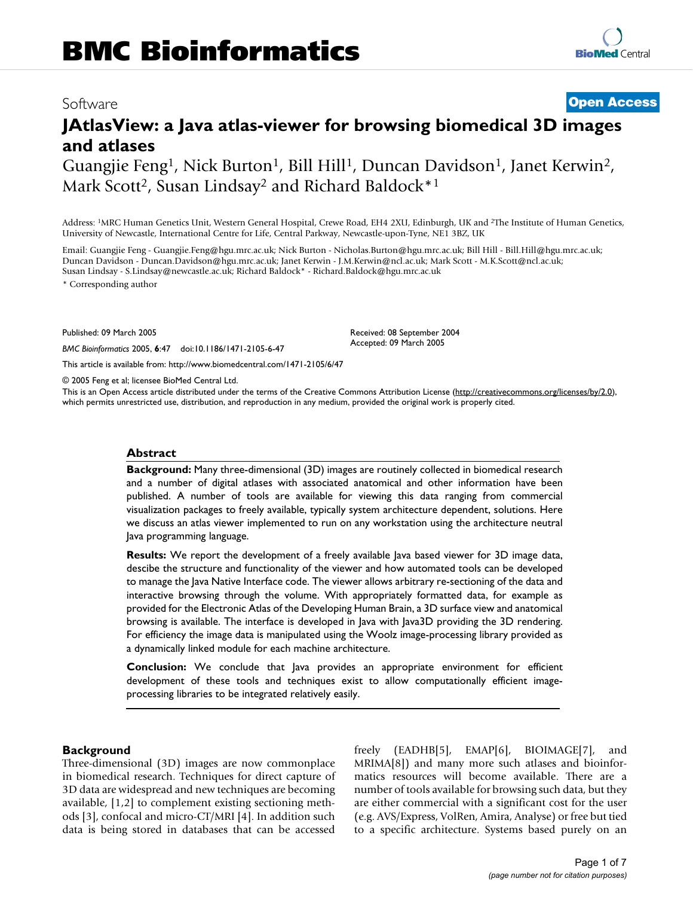# BMC Bioinformatics

Software **Open Access**

# JAtlasView: a Java atlas-viewer for browsing biomedical 3D images and atlases

Guangjie Feng[1], Nick Burton[1], Bill Hill[1], Duncan Davidson[1], Janet Kerwin[2], Mark Scott[2], Susan Lindsay[2] and Richard Baldock*[1]

Address: [1]MRC Human Genetics Unit, Western General Hospital, Crewe Road, EH4 2XU, Edinburgh, UK and [2]The Institute of Human Genetics, University of Newcastle, International Centre for Life, Central Parkway, Newcastle-upon-Tyne, NE1 3BZ, UK

Email: Guangjie Feng - Guangjie.Feng@hgu.mrc.ac.uk; Nick Burton - Nicholas.Burton@hgu.mrc.ac.uk; Bill Hill - Bill.Hill@hgu.mrc.ac.uk; Duncan Davidson - Duncan.Davidson@hgu.mrc.ac.uk; Janet Kerwin - J.M.Kerwin@ncl.ac.uk; Mark Scott - M.K.Scott@ncl.ac.uk; Susan Lindsay - S.Lindsay@newcastle.ac.uk; Richard Baldock* - Richard.Baldock@hgu.mrc.ac.uk

\* Corresponding author

Published: 09 March 2005

*BMC Bioinformatics* 2005, **6**:47 doi:10.1186/1471-2105-6-47

Received: 08 September 2004
Accepted: 09 March 2005

This article is available from: http://www.biomedcentral.com/1471-2105/6/47

© 2005 Feng et al; licensee BioMed Central Ltd.

This is an Open Access article distributed under the terms of the Creative Commons Attribution License (http://creativecommons.org/licenses/by/2.0), which permits unrestricted use, distribution, and reproduction in any medium, provided the original work is properly cited.

## Abstract

**Background:** Many three-dimensional (3D) images are routinely collected in biomedical research and a number of digital atlases with associated anatomical and other information have been published. A number of tools are available for viewing this data ranging from commercial visualization packages to freely available, typically system architecture dependent, solutions. Here we discuss an atlas viewer implemented to run on any workstation using the architecture neutral Java programming language.

**Results:** We report the development of a freely available Java based viewer for 3D image data, descibe the structure and functionality of the viewer and how automated tools can be developed to manage the Java Native Interface code. The viewer allows arbitrary re-sectioning of the data and interactive browsing through the volume. With appropriately formatted data, for example as provided for the Electronic Atlas of the Developing Human Brain, a 3D surface view and anatomical browsing is available. The interface is developed in Java with Java3D providing the 3D rendering. For efficiency the image data is manipulated using the Woolz image-processing library provided as a dynamically linked module for each machine architecture.

**Conclusion:** We conclude that Java provides an appropriate environment for efficient development of these tools and techniques exist to allow computationally efficient image-processing libraries to be integrated relatively easily.

## Background

Three-dimensional (3D) images are now commonplace in biomedical research. Techniques for direct capture of 3D data are widespread and new techniques are becoming available, [1,2] to complement existing sectioning methods [3], confocal and micro-CT/MRI [4]. In addition such data is being stored in databases that can be accessed freely (EADHB[5], EMAP[6], BIOIMAGE[7], and MRIMA[8]) and many more such atlases and bioinformatics resources will become available. There are a number of tools available for browsing such data, but they are either commercial with a significant cost for the user (e.g. AVS/Express, VolRen, Amira, Analyse) or free but tied to a specific architecture. Systems based purely on an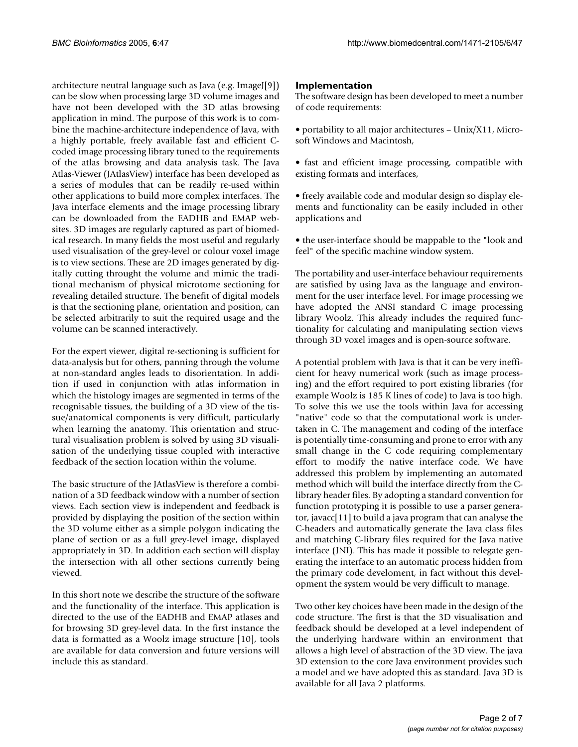architecture neutral language such as Java (e.g. ImageJ[9]) can be slow when processing large 3D volume images and have not been developed with the 3D atlas browsing application in mind. The purpose of this work is to combine the machine-architecture independence of Java, with a highly portable, freely available fast and efficient C-coded image processing library tuned to the requirements of the atlas browsing and data analysis task. The Java Atlas-Viewer (JAtlasView) interface has been developed as a series of modules that can be readily re-used within other applications to build more complex interfaces. The Java interface elements and the image processing library can be downloaded from the EADHB and EMAP websites. 3D images are regularly captured as part of biomedical research. In many fields the most useful and regularly used visualisation of the grey-level or colour voxel image is to view sections. These are 2D images generated by digitally cutting throught the volume and mimic the traditional mechanism of physical microtome sectioning for revealing detailed structure. The benefit of digital models is that the sectioning plane, orientation and position, can be selected arbitrarily to suit the required usage and the volume can be scanned interactively.

For the expert viewer, digital re-sectioning is sufficient for data-analysis but for others, panning through the volume at non-standard angles leads to disorientation. In addition if used in conjunction with atlas information in which the histology images are segmented in terms of the recognisable tissues, the building of a 3D view of the tissue/anatomical components is very difficult, particularly when learning the anatomy. This orientation and structural visualisation problem is solved by using 3D visualisation of the underlying tissue coupled with interactive feedback of the section location within the volume.

The basic structure of the JAtlasView is therefore a combination of a 3D feedback window with a number of section views. Each section view is independent and feedback is provided by displaying the position of the section within the 3D volume either as a simple polygon indicating the plane of section or as a full grey-level image, displayed appropriately in 3D. In addition each section will display the intersection with all other sections currently being viewed.

In this short note we describe the structure of the software and the functionality of the interface. This application is directed to the use of the EADHB and EMAP atlases and for browsing 3D grey-level data. In the first instance the data is formatted as a Woolz image structure [10], tools are available for data conversion and future versions will include this as standard.

## Implementation

The software design has been developed to meet a number of code requirements:

- portability to all major architectures – Unix/X11, Microsoft Windows and Macintosh,
- fast and efficient image processing, compatible with existing formats and interfaces,
- freely available code and modular design so display elements and functionality can be easily included in other applications and
- the user-interface should be mappable to the "look and feel" of the specific machine window system.

The portability and user-interface behaviour requirements are satisfied by using Java as the language and environment for the user interface level. For image processing we have adopted the ANSI standard C image processing library Woolz. This already includes the required functionality for calculating and manipulating section views through 3D voxel images and is open-source software.

A potential problem with Java is that it can be very inefficient for heavy numerical work (such as image processing) and the effort required to port existing libraries (for example Woolz is 185 K lines of code) to Java is too high. To solve this we use the tools within Java for accessing "native" code so that the computational work is undertaken in C. The management and coding of the interface is potentially time-consuming and prone to error with any small change in the C code requiring complementary effort to modify the native interface code. We have addressed this problem by implementing an automated method which will build the interface directly from the C-library header files. By adopting a standard convention for function prototyping it is possible to use a parser generator, javacc[11] to build a java program that can analyse the C-headers and automatically generate the Java class files and matching C-library files required for the Java native interface (JNI). This has made it possible to relegate generating the interface to an automatic process hidden from the primary code develoment, in fact without this development the system would be very difficult to manage.

Two other key choices have been made in the design of the code structure. The first is that the 3D visualisation and feedback should be developed at a level independent of the underlying hardware within an environment that allows a high level of abstraction of the 3D view. The java 3D extension to the core Java environment provides such a model and we have adopted this as standard. Java 3D is available for all Java 2 platforms.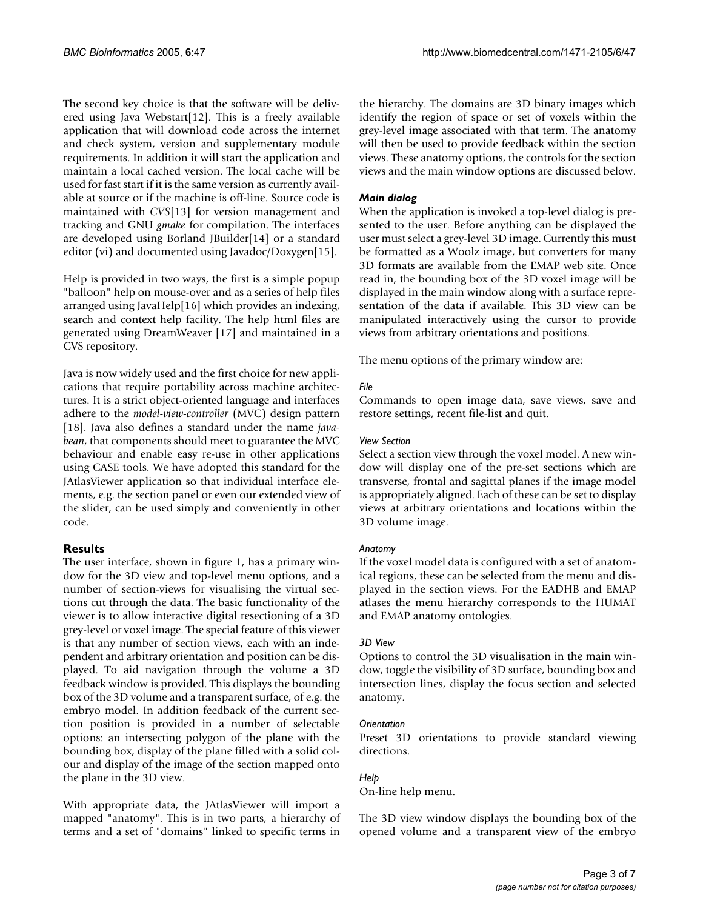The second key choice is that the software will be delivered using Java Webstart[12]. This is a freely available application that will download code across the internet and check system, version and supplementary module requirements. In addition it will start the application and maintain a local cached version. The local cache will be used for fast start if it is the same version as currently available at source or if the machine is off-line. Source code is maintained with *CVS*[13] for version management and tracking and GNU *gmake* for compilation. The interfaces are developed using Borland JBuilder[14] or a standard editor (vi) and documented using Javadoc/Doxygen[15].

Help is provided in two ways, the first is a simple popup "balloon" help on mouse-over and as a series of help files arranged using JavaHelp[16] which provides an indexing, search and context help facility. The help html files are generated using DreamWeaver [17] and maintained in a CVS repository.

Java is now widely used and the first choice for new applications that require portability across machine architectures. It is a strict object-oriented language and interfaces adhere to the *model-view-controller* (MVC) design pattern [18]. Java also defines a standard under the name *javabean*, that components should meet to guarantee the MVC behaviour and enable easy re-use in other applications using CASE tools. We have adopted this standard for the JAtlasViewer application so that individual interface elements, e.g. the section panel or even our extended view of the slider, can be used simply and conveniently in other code.

## Results

The user interface, shown in figure 1, has a primary window for the 3D view and top-level menu options, and a number of section-views for visualising the virtual sections cut through the data. The basic functionality of the viewer is to allow interactive digital resectioning of a 3D grey-level or voxel image. The special feature of this viewer is that any number of section views, each with an independent and arbitrary orientation and position can be displayed. To aid navigation through the volume a 3D feedback window is provided. This displays the bounding box of the 3D volume and a transparent surface, of e.g. the embryo model. In addition feedback of the current section position is provided in a number of selectable options: an intersecting polygon of the plane with the bounding box, display of the plane filled with a solid colour and display of the image of the section mapped onto the plane in the 3D view.

With appropriate data, the JAtlasViewer will import a mapped "anatomy". This is in two parts, a hierarchy of terms and a set of "domains" linked to specific terms in the hierarchy. The domains are 3D binary images which identify the region of space or set of voxels within the grey-level image associated with that term. The anatomy will then be used to provide feedback within the section views. These anatomy options, the controls for the section views and the main window options are discussed below.

### *Main dialog*

When the application is invoked a top-level dialog is presented to the user. Before anything can be displayed the user must select a grey-level 3D image. Currently this must be formatted as a Woolz image, but converters for many 3D formats are available from the EMAP web site. Once read in, the bounding box of the 3D voxel image will be displayed in the main window along with a surface representation of the data if available. This 3D view can be manipulated interactively using the cursor to provide views from arbitrary orientations and positions.

The menu options of the primary window are:

#### *File*

Commands to open image data, save views, save and restore settings, recent file-list and quit.

#### *View Section*

Select a section view through the voxel model. A new window will display one of the pre-set sections which are transverse, frontal and sagittal planes if the image model is appropriately aligned. Each of these can be set to display views at arbitrary orientations and locations within the 3D volume image.

#### *Anatomy*

If the voxel model data is configured with a set of anatomical regions, these can be selected from the menu and displayed in the section views. For the EADHB and EMAP atlases the menu hierarchy corresponds to the HUMAT and EMAP anatomy ontologies.

#### *3D View*

Options to control the 3D visualisation in the main window, toggle the visibility of 3D surface, bounding box and intersection lines, display the focus section and selected anatomy.

#### *Orientation*

Preset 3D orientations to provide standard viewing directions.

#### *Help*

On-line help menu.

The 3D view window displays the bounding box of the opened volume and a transparent view of the embryo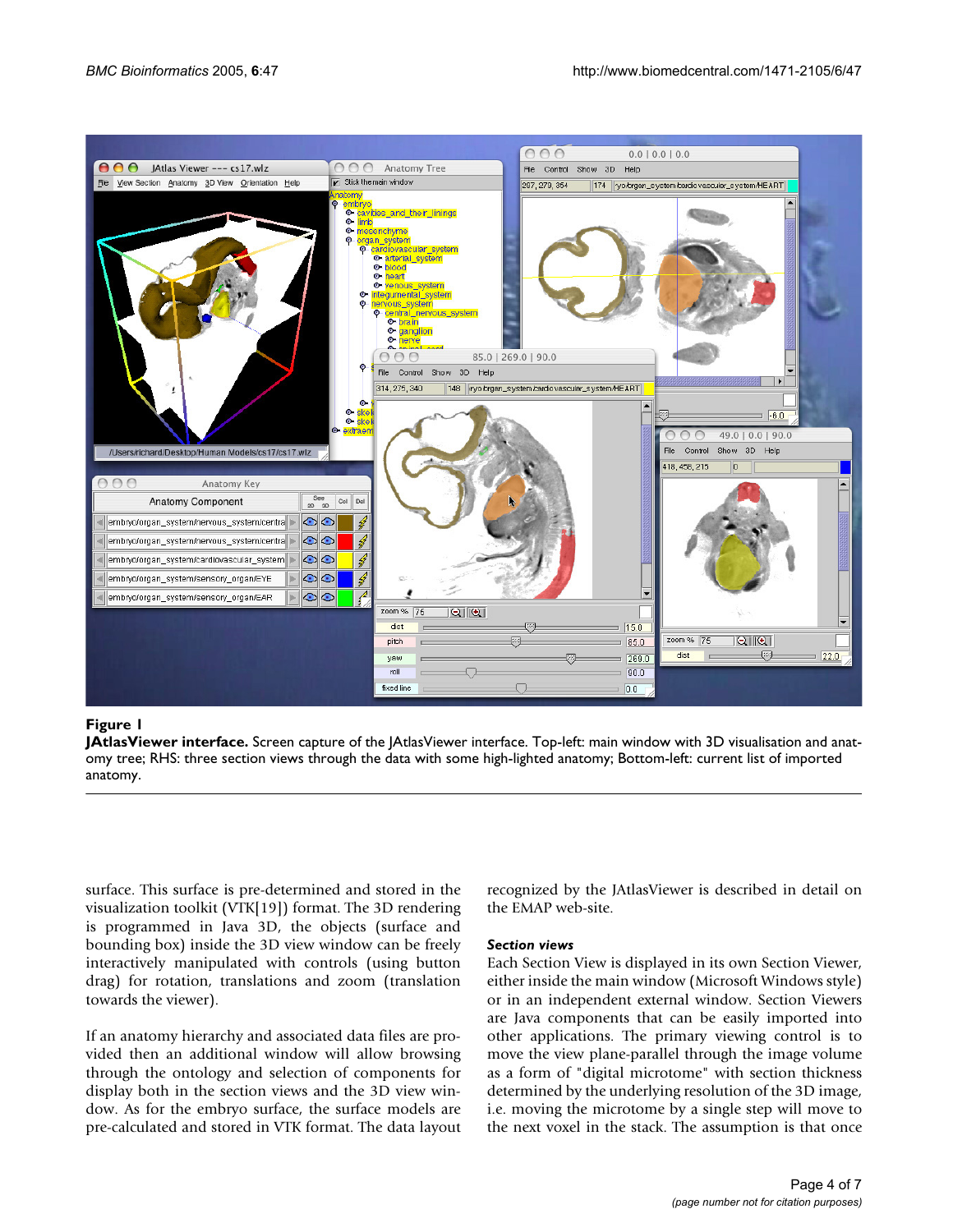**Figure 1**

**JAtlasViewer interface.** Screen capture of the JAtlasViewer interface. Top-left: main window with 3D visualisation and anatomy tree; RHS: three section views through the data with some high-lighted anatomy; Bottom-left: current list of imported anatomy.

surface. This surface is pre-determined and stored in the visualization toolkit (VTK[19]) format. The 3D rendering is programmed in Java 3D, the objects (surface and bounding box) inside the 3D view window can be freely interactively manipulated with controls (using button drag) for rotation, translations and zoom (translation towards the viewer).

If an anatomy hierarchy and associated data files are provided then an additional window will allow browsing through the ontology and selection of components for display both in the section views and the 3D view window. As for the embryo surface, the surface models are pre-calculated and stored in VTK format. The data layout recognized by the JAtlasViewer is described in detail on the EMAP web-site.

### *Section views*

Each Section View is displayed in its own Section Viewer, either inside the main window (Microsoft Windows style) or in an independent external window. Section Viewers are Java components that can be easily imported into other applications. The primary viewing control is to move the view plane-parallel through the image volume as a form of "digital microtome" with section thickness determined by the underlying resolution of the 3D image, i.e. moving the microtome by a single step will move to the next voxel in the stack. The assumption is that once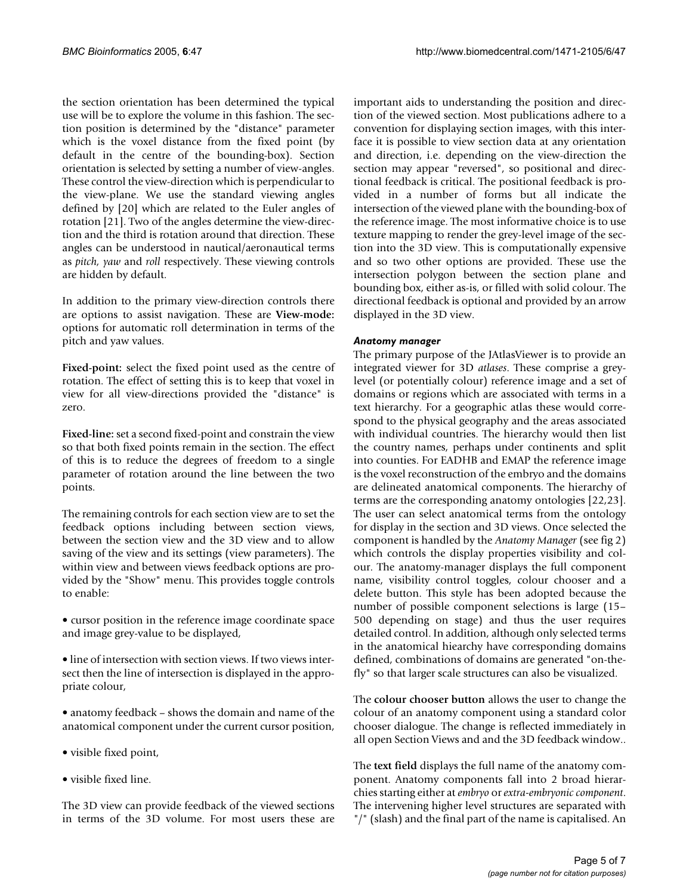the section orientation has been determined the typical use will be to explore the volume in this fashion. The section position is determined by the "distance" parameter which is the voxel distance from the fixed point (by default in the centre of the bounding-box). Section orientation is selected by setting a number of view-angles. These control the view-direction which is perpendicular to the view-plane. We use the standard viewing angles defined by [20] which are related to the Euler angles of rotation [21]. Two of the angles determine the view-direction and the third is rotation around that direction. These angles can be understood in nautical/aeronautical terms as *pitch*, *yaw* and *roll* respectively. These viewing controls are hidden by default.

In addition to the primary view-direction controls there are options to assist navigation. These are **View-mode:** options for automatic roll determination in terms of the pitch and yaw values.

**Fixed-point:** select the fixed point used as the centre of rotation. The effect of setting this is to keep that voxel in view for all view-directions provided the "distance" is zero.

**Fixed-line:** set a second fixed-point and constrain the view so that both fixed points remain in the section. The effect of this is to reduce the degrees of freedom to a single parameter of rotation around the line between the two points.

The remaining controls for each section view are to set the feedback options including between section views, between the section view and the 3D view and to allow saving of the view and its settings (view parameters). The within view and between views feedback options are provided by the "Show" menu. This provides toggle controls to enable:

• cursor position in the reference image coordinate space and image grey-value to be displayed,

• line of intersection with section views. If two views intersect then the line of intersection is displayed in the appropriate colour,

• anatomy feedback – shows the domain and name of the anatomical component under the current cursor position,

• visible fixed point,

• visible fixed line.

The 3D view can provide feedback of the viewed sections in terms of the 3D volume. For most users these are important aids to understanding the position and direction of the viewed section. Most publications adhere to a convention for displaying section images, with this interface it is possible to view section data at any orientation and direction, i.e. depending on the view-direction the section may appear "reversed", so positional and directional feedback is critical. The positional feedback is provided in a number of forms but all indicate the intersection of the viewed plane with the bounding-box of the reference image. The most informative choice is to use texture mapping to render the grey-level image of the section into the 3D view. This is computationally expensive and so two other options are provided. These use the intersection polygon between the section plane and bounding box, either as-is, or filled with solid colour. The directional feedback is optional and provided by an arrow displayed in the 3D view.

### *Anatomy manager*

The primary purpose of the JAtlasViewer is to provide an integrated viewer for 3D *atlases*. These comprise a grey-level (or potentially colour) reference image and a set of domains or regions which are associated with terms in a text hierarchy. For a geographic atlas these would correspond to the physical geography and the areas associated with individual countries. The hierarchy would then list the country names, perhaps under continents and split into counties. For EADHB and EMAP the reference image is the voxel reconstruction of the embryo and the domains are delineated anatomical components. The hierarchy of terms are the corresponding anatomy ontologies [22,23]. The user can select anatomical terms from the ontology for display in the section and 3D views. Once selected the component is handled by the *Anatomy Manager* (see fig 2) which controls the display properties visibility and colour. The anatomy-manager displays the full component name, visibility control toggles, colour chooser and a delete button. This style has been adopted because the number of possible component selections is large (15–500 depending on stage) and thus the user requires detailed control. In addition, although only selected terms in the anatomical hiearchy have corresponding domains defined, combinations of domains are generated "on-the-fly" so that larger scale structures can also be visualized.

The **colour chooser button** allows the user to change the colour of an anatomy component using a standard color chooser dialogue. The change is reflected immediately in all open Section Views and and the 3D feedback window..

The **text field** displays the full name of the anatomy component. Anatomy components fall into 2 broad hierarchies starting either at *embryo* or *extra-embryonic component*. The intervening higher level structures are separated with "/" (slash) and the final part of the name is capitalised. An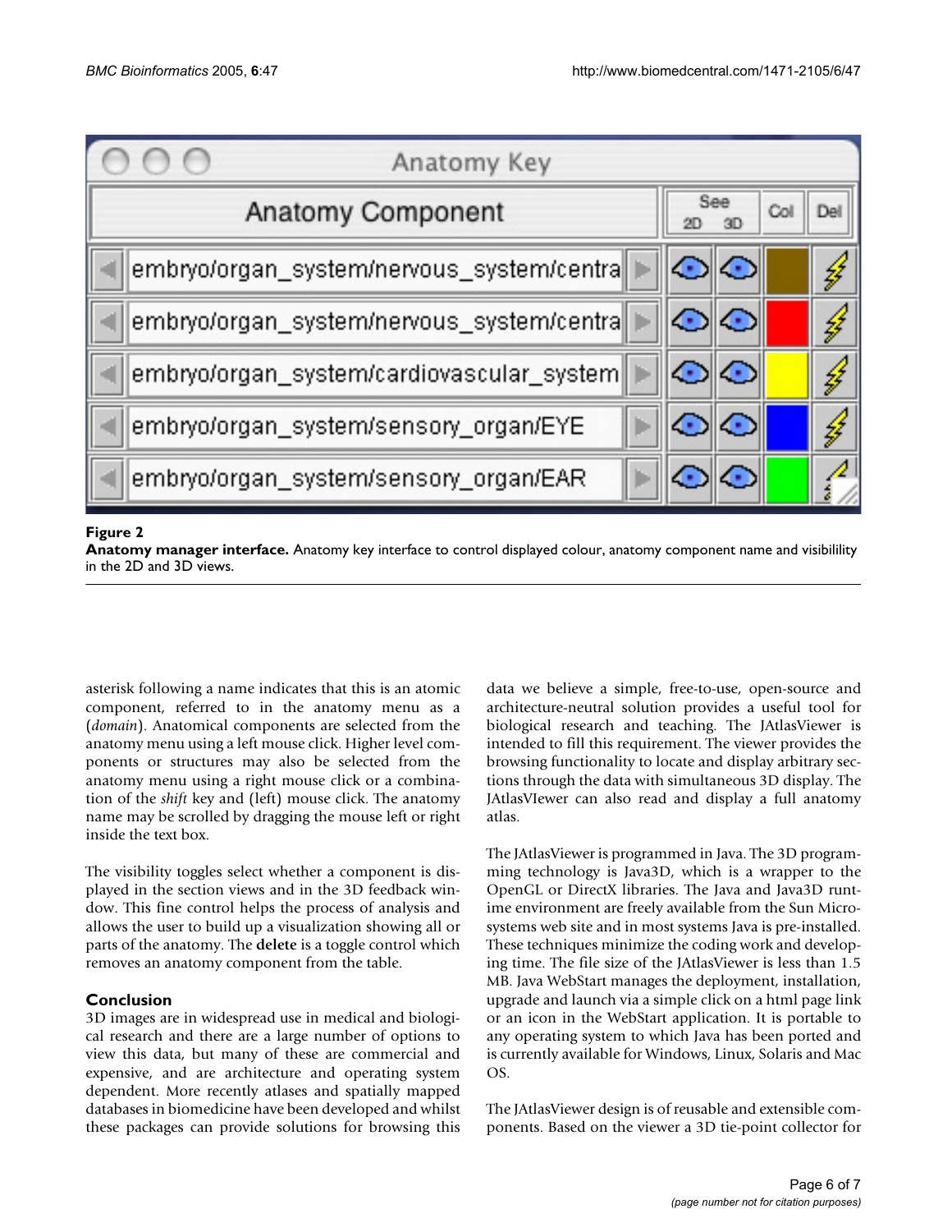**Figure 2**

**Anatomy manager interface.** Anatomy key interface to control displayed colour, anatomy component name and visibilility in the 2D and 3D views.

asterisk following a name indicates that this is an atomic component, referred to in the anatomy menu as a (*domain*). Anatomical components are selected from the anatomy menu using a left mouse click. Higher level components or structures may also be selected from the anatomy menu using a right mouse click or a combination of the *shift* key and (left) mouse click. The anatomy name may be scrolled by dragging the mouse left or right inside the text box.

The visibility toggles select whether a component is displayed in the section views and in the 3D feedback window. This fine control helps the process of analysis and allows the user to build up a visualization showing all or parts of the anatomy. The **delete** is a toggle control which removes an anatomy component from the table.

## Conclusion

3D images are in widespread use in medical and biological research and there are a large number of options to view this data, but many of these are commercial and expensive, and are architecture and operating system dependent. More recently atlases and spatially mapped databases in biomedicine have been developed and whilst these packages can provide solutions for browsing this data we believe a simple, free-to-use, open-source and architecture-neutral solution provides a useful tool for biological research and teaching. The JAtlasViewer is intended to fill this requirement. The viewer provides the browsing functionality to locate and display arbitrary sections through the data with simultaneous 3D display. The JAtlasVIewer can also read and display a full anatomy atlas.

The JAtlasViewer is programmed in Java. The 3D programming technology is Java3D, which is a wrapper to the OpenGL or DirectX libraries. The Java and Java3D runtime environment are freely available from the Sun Microsystems web site and in most systems Java is pre-installed. These techniques minimize the coding work and developing time. The file size of the JAtlasViewer is less than 1.5 MB. Java WebStart manages the deployment, installation, upgrade and launch via a simple click on a html page link or an icon in the WebStart application. It is portable to any operating system to which Java has been ported and is currently available for Windows, Linux, Solaris and Mac OS.

The JAtlasViewer design is of reusable and extensible components. Based on the viewer a 3D tie-point collector for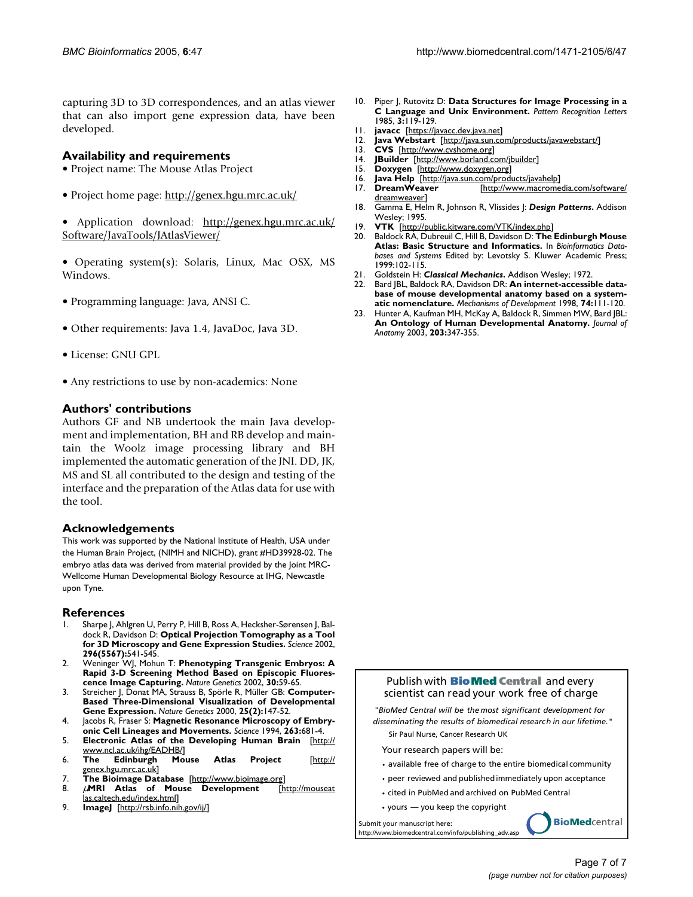capturing 3D to 3D correspondences, and an atlas viewer that can also import gene expression data, have been developed.

## Availability and requirements

• Project name: The Mouse Atlas Project

• Project home page: http://genex.hgu.mrc.ac.uk/

• Application download: http://genex.hgu.mrc.ac.uk/Software/JavaTools/JAtlasViewer/

• Operating system(s): Solaris, Linux, Mac OSX, MS Windows.

• Programming language: Java, ANSI C.

• Other requirements: Java 1.4, JavaDoc, Java 3D.

• License: GNU GPL

• Any restrictions to use by non-academics: None

## Authors' contributions

Authors GF and NB undertook the main Java development and implementation, BH and RB develop and maintain the Woolz image processing library and BH implemented the automatic generation of the JNI. DD, JK, MS and SL all contributed to the design and testing of the interface and the preparation of the Atlas data for use with the tool.

## Acknowledgements

This work was supported by the National Institute of Health, USA under the Human Brain Project, (NIMH and NICHD), grant #HD39928-02. The embryo atlas data was derived from material provided by the Joint MRC-Wellcome Human Developmental Biology Resource at IHG, Newcastle upon Tyne.

## References

1. Sharpe J, Ahlgren U, Perry P, Hill B, Ross A, Hecksher-Sørensen J, Baldock R, Davidson D: **Optical Projection Tomography as a Tool for 3D Microscopy and Gene Expression Studies.** *Science* 2002, **296(5567):**541-545.
2. Weninger WJ, Mohun T: **Phenotyping Transgenic Embryos: A Rapid 3-D Screening Method Based on Episcopic Fluorescence Image Capturing.** *Nature Genetics* 2002, **30:**59-65.
3. Streicher J, Donat MA, Strauss B, Spörle R, Müller GB: **Computer-Based Three-Dimensional Visualization of Developmental Gene Expression.** *Nature Genetics* 2000, **25(2):**147-52.
4. Jacobs R, Fraser S: **Magnetic Resonance Microscopy of Embryonic Cell Lineages and Movements.** *Science* 1994, **263:**681-4.
5. **Electronic Atlas of the Developing Human Brain** [http://www.ncl.ac.uk/ihg/EADHB/]
6. **The Edinburgh Mouse Atlas Project** [http://genex.hgu.mrc.ac.uk]
7. **The Bioimage Database** [http://www.bioimage.org]
8. **µMRI Atlas of Mouse Development** [http://mouseatlas.caltech.edu/index.html]
9. **ImageJ** [http://rsb.info.nih.gov/ij/]
10. Piper J, Rutovitz D: **Data Structures for Image Processing in a C Language and Unix Environment.** *Pattern Recognition Letters* 1985, **3:**119-129.
11. **javacc** [https://javacc.dev.java.net]
12. **Java Webstart** [http://java.sun.com/products/javawebstart/]
13. **CVS** [http://www.cvshome.org]
14. **JBuilder** [http://www.borland.com/jbuilder]
15. **Doxygen** [http://www.doxygen.org]
16. **Java Help** [http://java.sun.com/products/javahelp]
17. **DreamWeaver** [http://www.macromedia.com/software/dreamweaver]
18. Gamma E, Helm R, Johnson R, Vlissides J: ***Design Patterns.*** Addison Wesley; 1995.
19. **VTK** [http://public.kitware.com/VTK/index.php]
20. Baldock RA, Dubreuil C, Hill B, Davidson D: **The Edinburgh Mouse Atlas: Basic Structure and Informatics.** In *Bioinformatics Databases and Systems* Edited by: Levotsky S. Kluwer Academic Press; 1999:102-115.
21. Goldstein H: ***Classical Mechanics.*** Addison Wesley; 1972.
22. Bard JBL, Baldock RA, Davidson DR: **An internet-accessible database of mouse developmental anatomy based on a systematic nomenclature.** *Mechanisms of Development* 1998, **74:**111-120.
23. Hunter A, Kaufman MH, McKay A, Baldock R, Simmen MW, Bard JBL: **An Ontology of Human Developmental Anatomy.** *Journal of Anatomy* 2003, **203:**347-355.